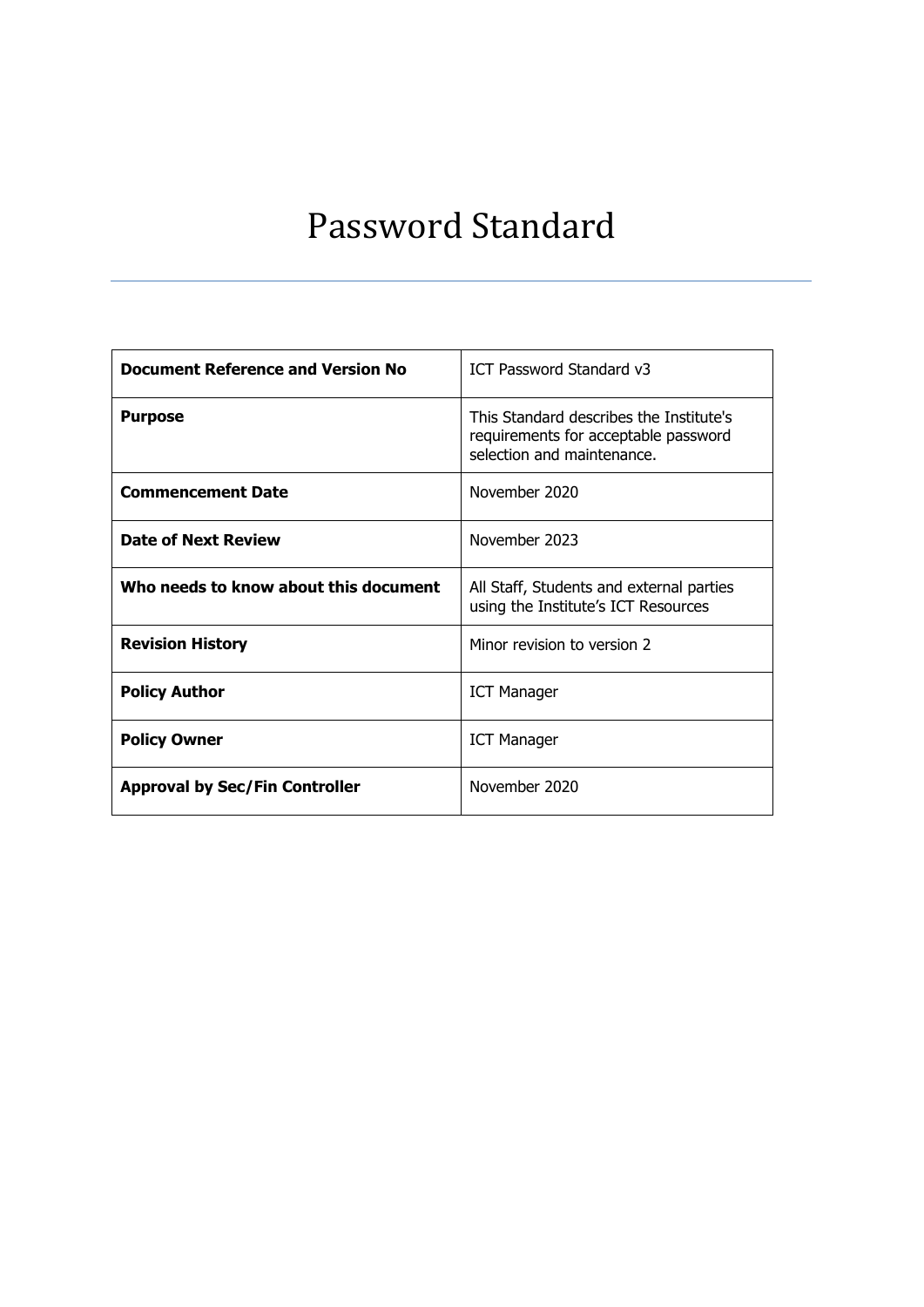# Password Standard

| **Document Reference and Version No** | ICT Password Standard v3 |
| --- | --- |
| **Purpose** | This Standard describes the Institute's requirements for acceptable password selection and maintenance. |
| **Commencement Date** | November 2020 |
| **Date of Next Review** | November 2023 |
| **Who needs to know about this document** | All Staff, Students and external parties using the Institute's ICT Resources |
| **Revision History** | Minor revision to version 2 |
| **Policy Author** | ICT Manager |
| **Policy Owner** | ICT Manager |
| **Approval by Sec/Fin Controller** | November 2020 |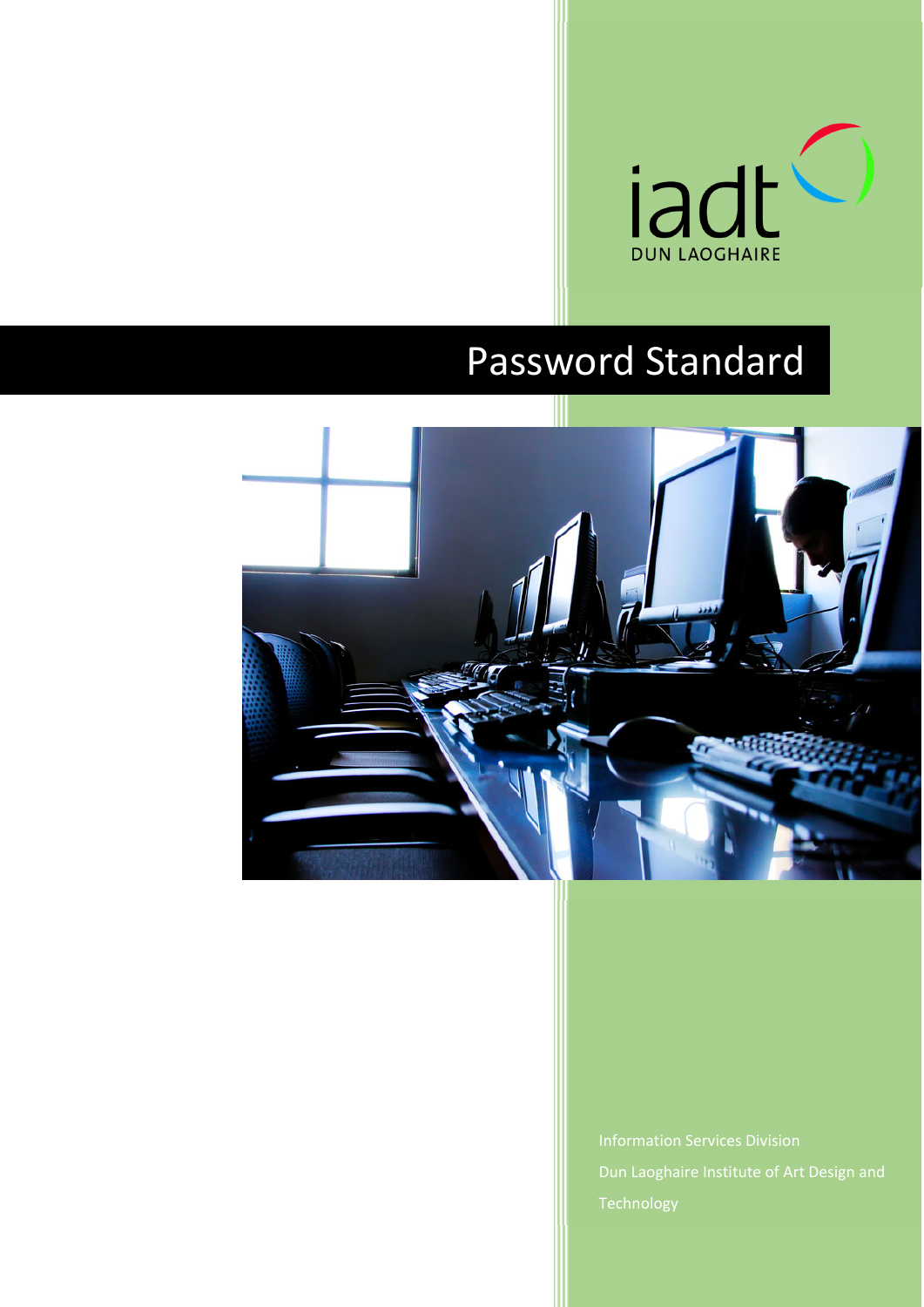iadt

DUN LAOGHAIRE

# Password Standard

Information Services Division

Dun Laoghaire Institute of Art Design and Technology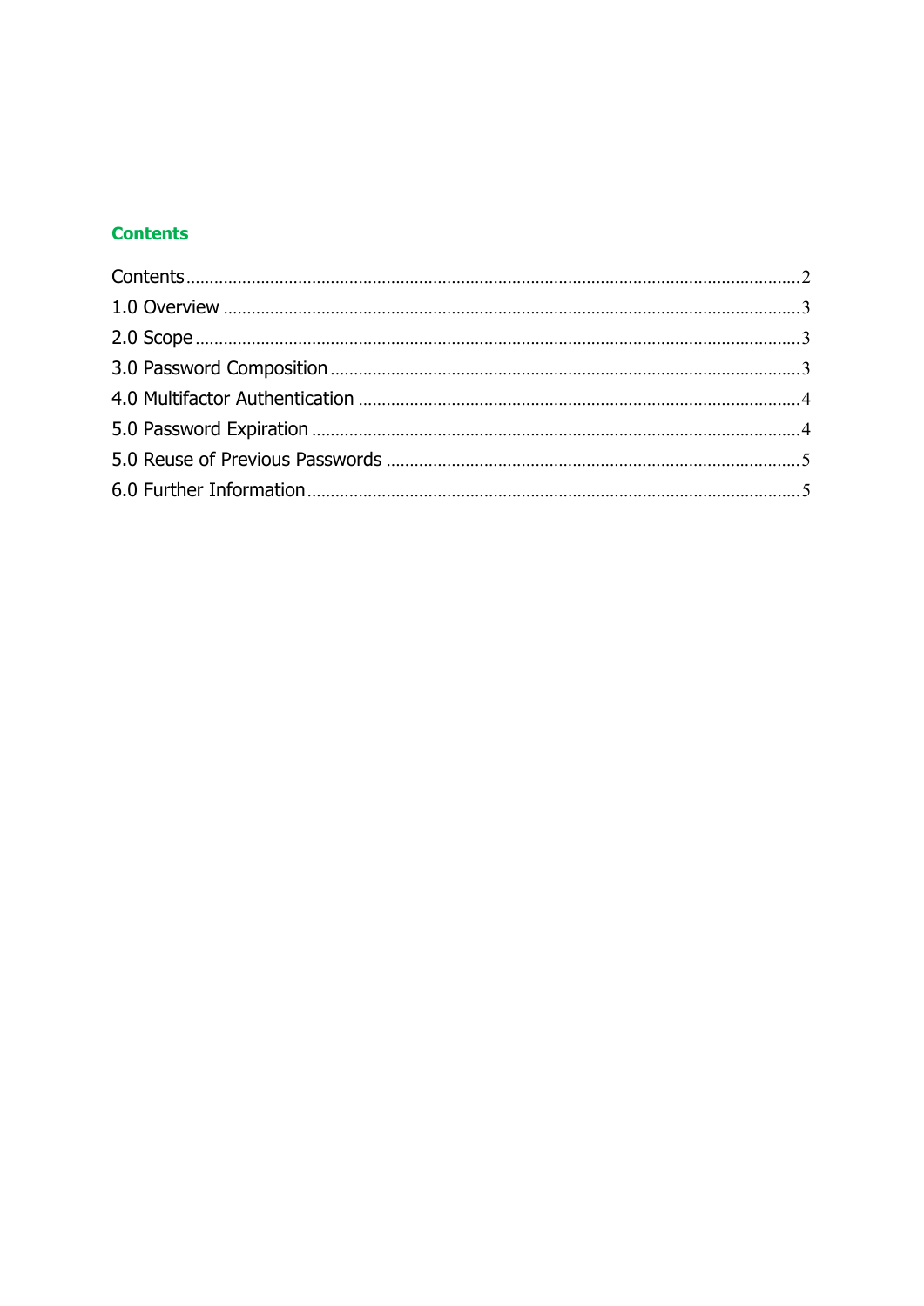## Contents

Contents ........................................................................................................ 2
1.0 Overview ................................................................................................. 3
2.0 Scope ...................................................................................................... 3
3.0 Password Composition ............................................................................ 3
4.0 Multifactor Authentication ....................................................................... 4
5.0 Password Expiration ................................................................................ 4
5.0 Reuse of Previous Passwords ................................................................... 5
6.0 Further Information ................................................................................. 5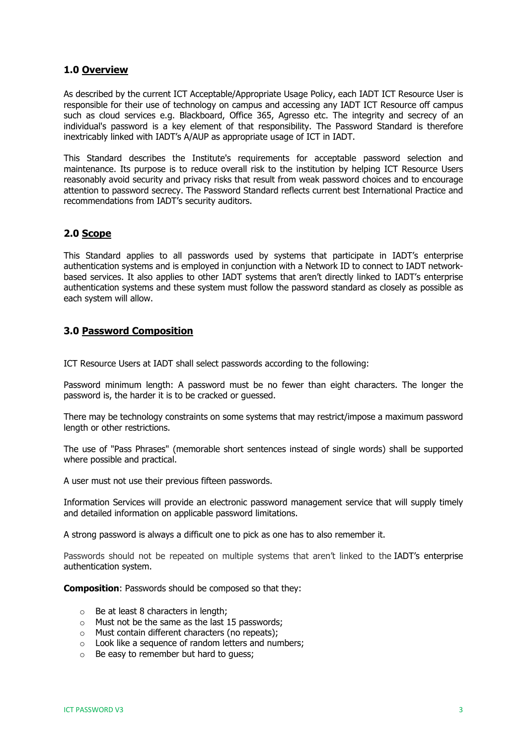## 1.0 Overview

As described by the current ICT Acceptable/Appropriate Usage Policy, each IADT ICT Resource User is responsible for their use of technology on campus and accessing any IADT ICT Resource off campus such as cloud services e.g. Blackboard, Office 365, Agresso etc. The integrity and secrecy of an individual's password is a key element of that responsibility. The Password Standard is therefore inextricably linked with IADT's A/AUP as appropriate usage of ICT in IADT.

This Standard describes the Institute's requirements for acceptable password selection and maintenance. Its purpose is to reduce overall risk to the institution by helping ICT Resource Users reasonably avoid security and privacy risks that result from weak password choices and to encourage attention to password secrecy. The Password Standard reflects current best International Practice and recommendations from IADT's security auditors.

## 2.0 Scope

This Standard applies to all passwords used by systems that participate in IADT's enterprise authentication systems and is employed in conjunction with a Network ID to connect to IADT network-based services. It also applies to other IADT systems that aren't directly linked to IADT's enterprise authentication systems and these system must follow the password standard as closely as possible as each system will allow.

## 3.0 Password Composition

ICT Resource Users at IADT shall select passwords according to the following:

Password minimum length: A password must be no fewer than eight characters. The longer the password is, the harder it is to be cracked or guessed.

There may be technology constraints on some systems that may restrict/impose a maximum password length or other restrictions.

The use of "Pass Phrases" (memorable short sentences instead of single words) shall be supported where possible and practical.

A user must not use their previous fifteen passwords.

Information Services will provide an electronic password management service that will supply timely and detailed information on applicable password limitations.

A strong password is always a difficult one to pick as one has to also remember it.

Passwords should not be repeated on multiple systems that aren't linked to the IADT's enterprise authentication system.

**Composition**: Passwords should be composed so that they:

- Be at least 8 characters in length;
- Must not be the same as the last 15 passwords;
- Must contain different characters (no repeats);
- Look like a sequence of random letters and numbers;
- Be easy to remember but hard to guess;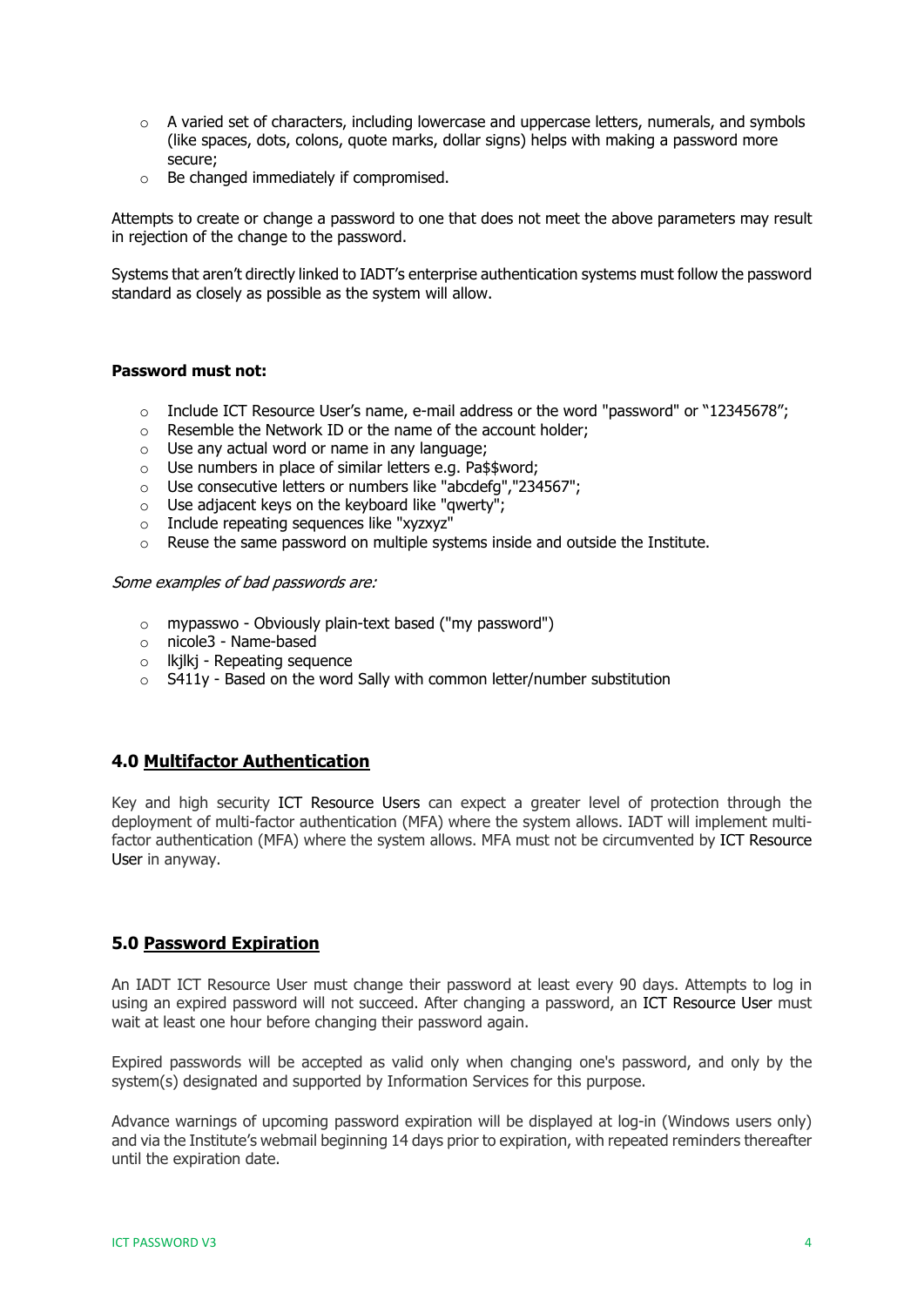- A varied set of characters, including lowercase and uppercase letters, numerals, and symbols (like spaces, dots, colons, quote marks, dollar signs) helps with making a password more secure;
- Be changed immediately if compromised.

Attempts to create or change a password to one that does not meet the above parameters may result in rejection of the change to the password.

Systems that aren't directly linked to IADT's enterprise authentication systems must follow the password standard as closely as possible as the system will allow.

**Password must not:**

- Include ICT Resource User's name, e-mail address or the word "password" or "12345678";
- Resemble the Network ID or the name of the account holder;
- Use any actual word or name in any language;
- Use numbers in place of similar letters e.g. Pa$$word;
- Use consecutive letters or numbers like "abcdefg","234567";
- Use adjacent keys on the keyboard like "qwerty";
- Include repeating sequences like "xyzxyz"
- Reuse the same password on multiple systems inside and outside the Institute.

*Some examples of bad passwords are:*

- mypasswo - Obviously plain-text based ("my password")
- nicole3 - Name-based
- lkjlkj - Repeating sequence
- S411y - Based on the word Sally with common letter/number substitution

## 4.0 Multifactor Authentication

Key and high security ICT Resource Users can expect a greater level of protection through the deployment of multi-factor authentication (MFA) where the system allows. IADT will implement multi-factor authentication (MFA) where the system allows. MFA must not be circumvented by ICT Resource User in anyway.

## 5.0 Password Expiration

An IADT ICT Resource User must change their password at least every 90 days. Attempts to log in using an expired password will not succeed. After changing a password, an ICT Resource User must wait at least one hour before changing their password again.

Expired passwords will be accepted as valid only when changing one's password, and only by the system(s) designated and supported by Information Services for this purpose.

Advance warnings of upcoming password expiration will be displayed at log-in (Windows users only) and via the Institute's webmail beginning 14 days prior to expiration, with repeated reminders thereafter until the expiration date.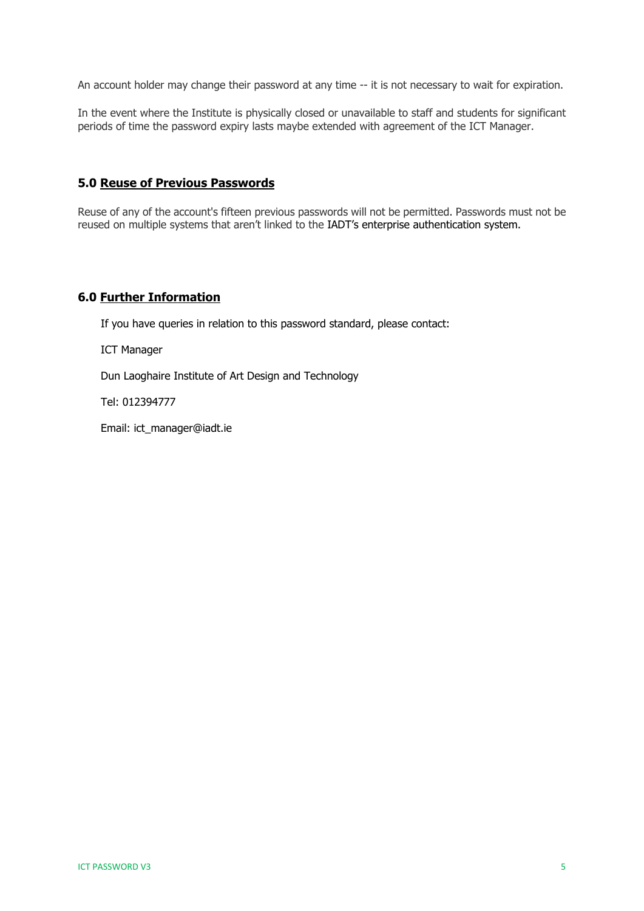An account holder may change their password at any time -- it is not necessary to wait for expiration.

In the event where the Institute is physically closed or unavailable to staff and students for significant periods of time the password expiry lasts maybe extended with agreement of the ICT Manager.

## 5.0 Reuse of Previous Passwords

Reuse of any of the account's fifteen previous passwords will not be permitted. Passwords must not be reused on multiple systems that aren't linked to the IADT's enterprise authentication system.

## 6.0 Further Information

If you have queries in relation to this password standard, please contact:

ICT Manager

Dun Laoghaire Institute of Art Design and Technology

Tel: 012394777

Email: ict_manager@iadt.ie